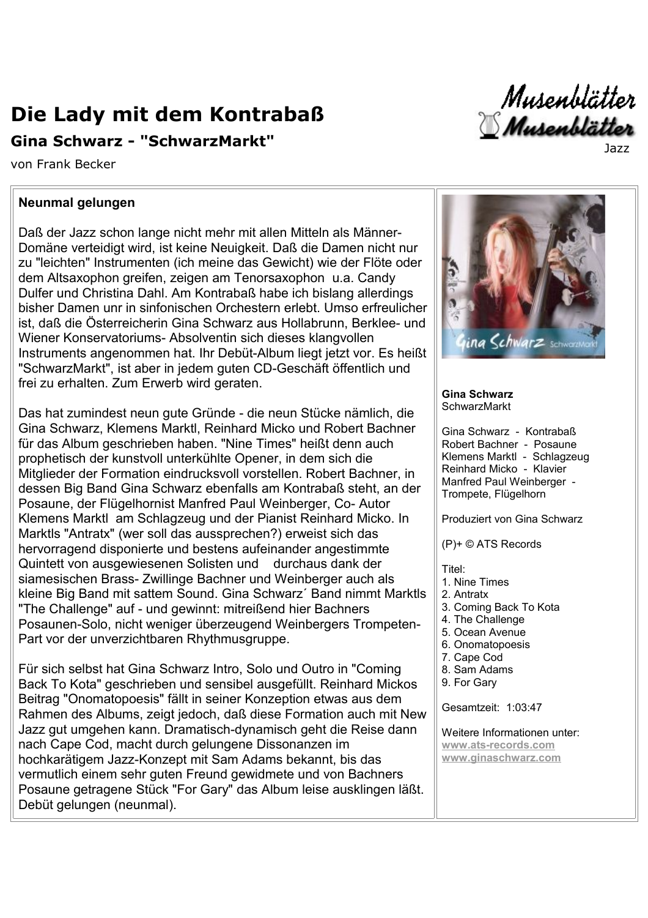# Die Lady mit dem Kontrabaß

## Gina Schwarz - "SchwarzMarkt"

von Frank Becker

Jazz

### Neunmal gelungen

Daß der Jazz schon lange nicht mehr mit allen Mitteln als Männer-Domäne verteidigt wird, ist keine Neuigkeit. Daß die Damen nicht nur zu "leichten" Instrumenten (ich meine das Gewicht) wie der Flöte oder dem Altsaxophon greifen, zeigen am Tenorsaxophon u.a. Candy Dulfer und Christina Dahl. Am Kontrabaß habe ich bislang allerdings bisher Damen unr in sinfonischen Orchestern erlebt. Umso erfreulicher ist, daß die Österreicherin Gina Schwarz aus Hollabrunn, Berklee- und Wiener Konservatoriums- Absolventin sich dieses klangvollen Instruments angenommen hat. Ihr Debüt-Album liegt jetzt vor. Es heißt "SchwarzMarkt", ist aber in jedem guten CD-Geschäft öffentlich und frei zu erhalten. Zum Erwerb wird geraten.

Das hat zumindest neun gute Gründe - die neun Stücke nämlich, die Gina Schwarz, Klemens Marktl, Reinhard Micko und Robert Bachner für das Album geschrieben haben. "Nine Times" heißt denn auch prophetisch der kunstvoll unterkühlte Opener, in dem sich die Mitglieder der Formation eindrucksvoll vorstellen. Robert Bachner, in dessen Big Band Gina Schwarz ebenfalls am Kontrabaß steht, an der Posaune, der Flügelhornist Manfred Paul Weinberger, Co- Autor Klemens Marktl am Schlagzeug und der Pianist Reinhard Micko. In Marktls "Antratx" (wer soll das aussprechen?) erweist sich das hervorragend disponierte und bestens aufeinander angestimmte Quintett von ausgewiesenen Solisten und durchaus dank der siamesischen Brass- Zwillinge Bachner und Weinberger auch als kleine Big Band mit sattem Sound. Gina Schwarz´ Band nimmt Marktls "The Challenge" auf - und gewinnt: mitreißend hier Bachners Posaunen-Solo, nicht weniger überzeugend Weinbergers Trompeten-Part vor der unverzichtbaren Rhythmusgruppe.

Für sich selbst hat Gina Schwarz Intro, Solo und Outro in "Coming Back To Kota" geschrieben und sensibel ausgefüllt. Reinhard Mickos Beitrag "Onomatopoesis" fällt in seiner Konzeption etwas aus dem Rahmen des Albums, zeigt jedoch, daß diese Formation auch mit New Jazz gut umgehen kann. Dramatisch-dynamisch geht die Reise dann nach Cape Cod, macht durch gelungene Dissonanzen im hochkarätigem Jazz-Konzept mit Sam Adams bekannt, bis das vermutlich einem sehr guten Freund gewidmete und von Bachners Posaune getragene Stück "For Gary" das Album leise ausklingen läßt. Debüt gelungen (neunmal).

**Gina Schwarz**
SchwarzMarkt

Gina Schwarz - Kontrabaß
Robert Bachner - Posaune
Klemens Marktl - Schlagzeug
Reinhard Micko - Klavier
Manfred Paul Weinberger - Trompete, Flügelhorn

Produziert von Gina Schwarz

(P)+ © ATS Records

Titel:
1. Nine Times
2. Antratx
3. Coming Back To Kota
4. The Challenge
5. Ocean Avenue
6. Onomatopoesis
7. Cape Cod
8. Sam Adams
9. For Gary

Gesamtzeit: 1:03:47

Weitere Informationen unter:
www.ats-records.com
www.ginaschwarz.com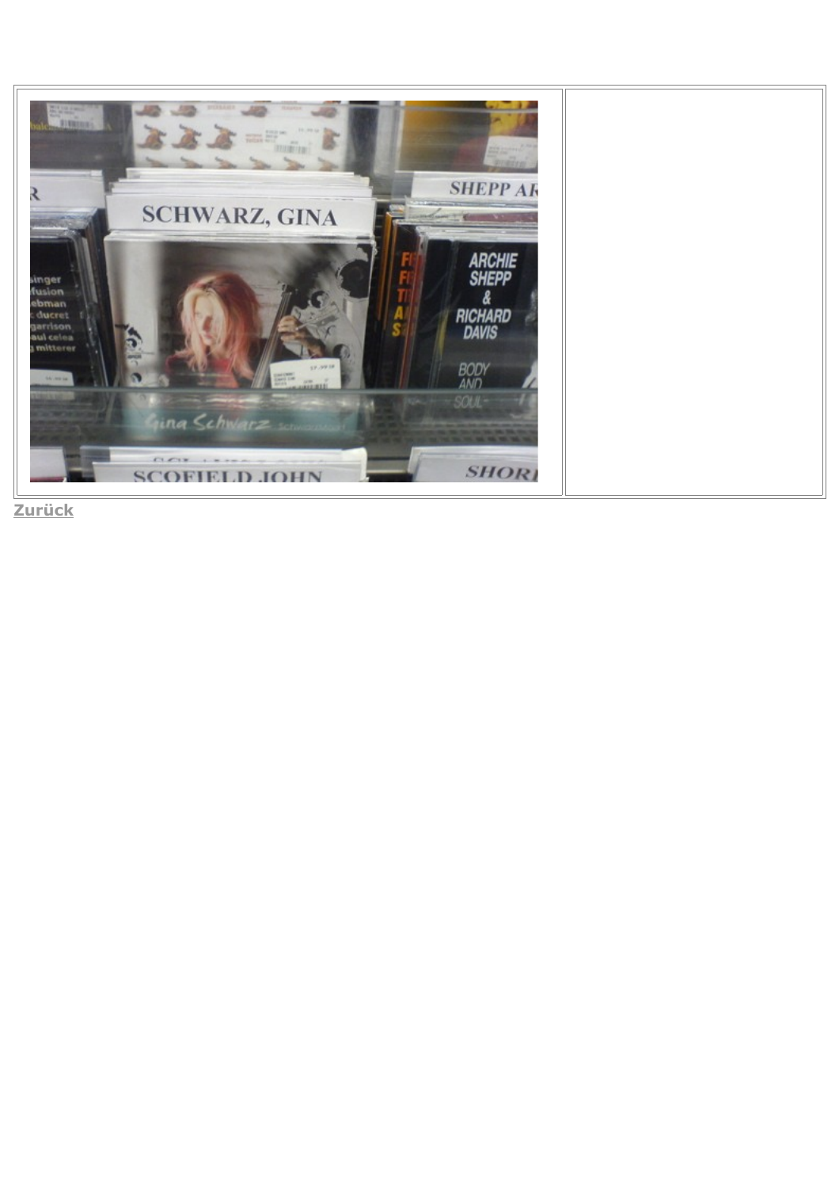Zurück